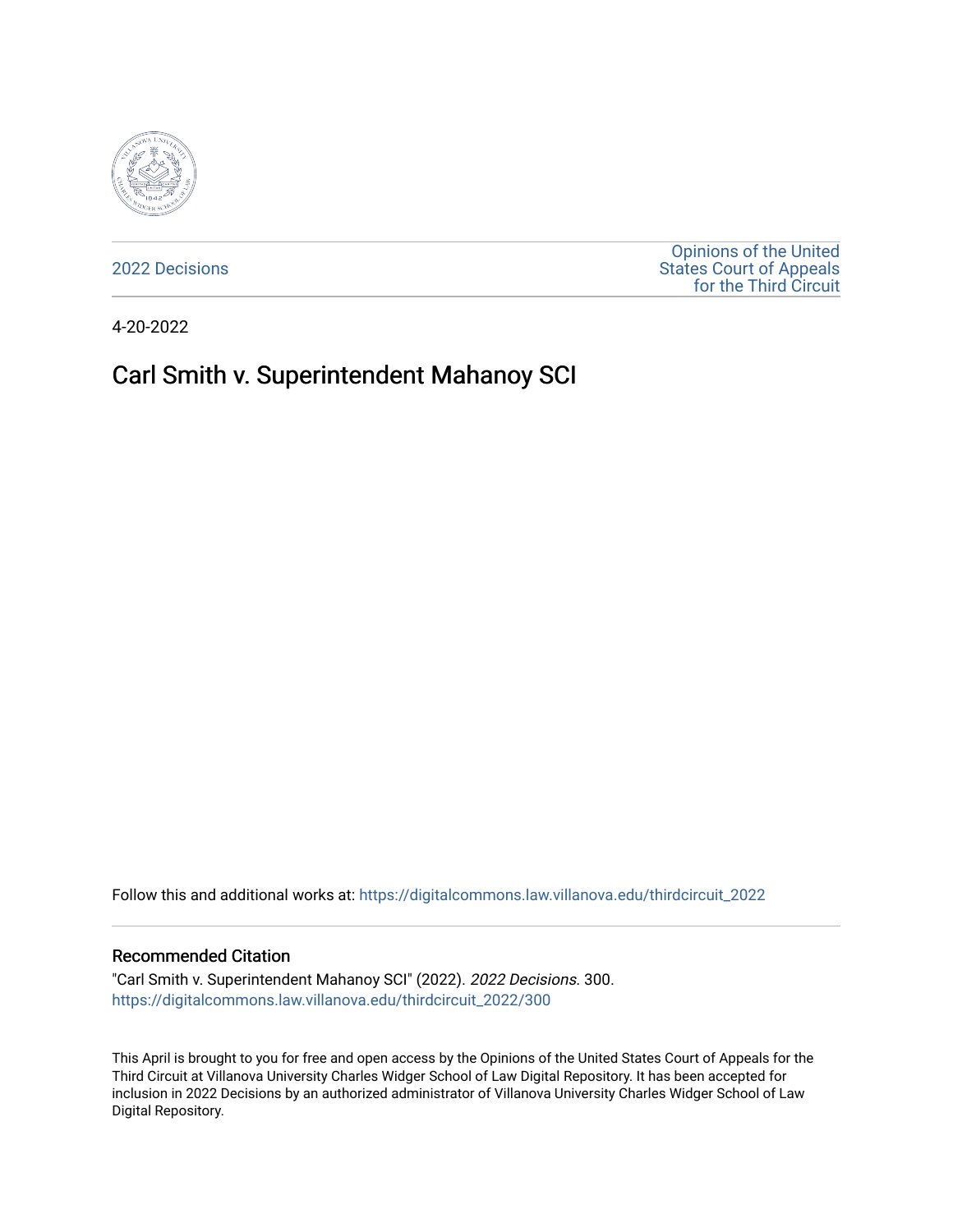2022 Decisions

Opinions of the United States Court of Appeals for the Third Circuit

4-20-2022

# Carl Smith v. Superintendent Mahanoy SCI

Follow this and additional works at: https://digitalcommons.law.villanova.edu/thirdcircuit_2022

## Recommended Citation

"Carl Smith v. Superintendent Mahanoy SCI" (2022). *2022 Decisions*. 300.
https://digitalcommons.law.villanova.edu/thirdcircuit_2022/300

This April is brought to you for free and open access by the Opinions of the United States Court of Appeals for the Third Circuit at Villanova University Charles Widger School of Law Digital Repository. It has been accepted for inclusion in 2022 Decisions by an authorized administrator of Villanova University Charles Widger School of Law Digital Repository.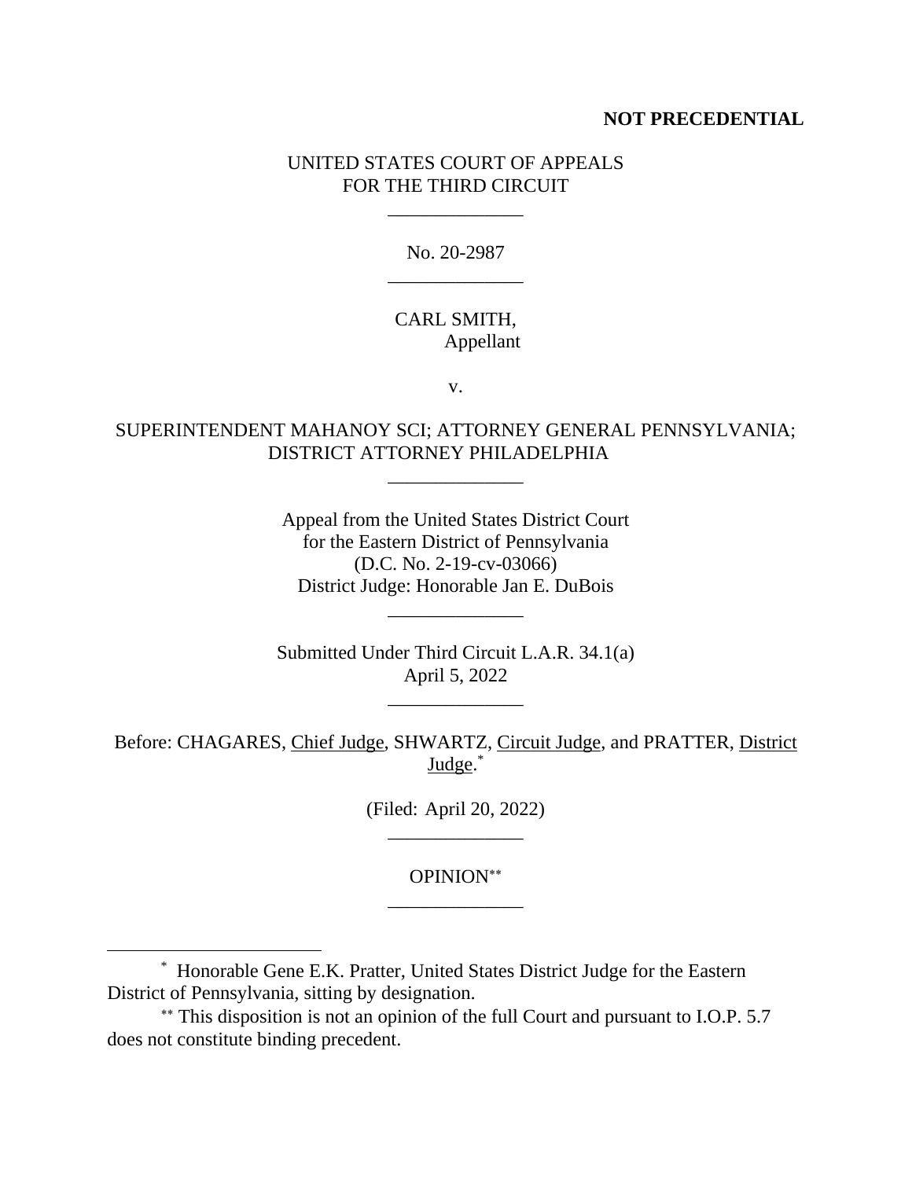**NOT PRECEDENTIAL**

UNITED STATES COURT OF APPEALS
FOR THE THIRD CIRCUIT

\_\_\_\_\_\_\_\_\_\_\_\_\_\_

No. 20-2987

\_\_\_\_\_\_\_\_\_\_\_\_\_\_

CARL SMITH,
Appellant

v.

SUPERINTENDENT MAHANOY SCI; ATTORNEY GENERAL PENNSYLVANIA; DISTRICT ATTORNEY PHILADELPHIA

\_\_\_\_\_\_\_\_\_\_\_\_\_\_

Appeal from the United States District Court
for the Eastern District of Pennsylvania
(D.C. No. 2-19-cv-03066)
District Judge: Honorable Jan E. DuBois

\_\_\_\_\_\_\_\_\_\_\_\_\_\_

Submitted Under Third Circuit L.A.R. 34.1(a)
April 5, 2022

\_\_\_\_\_\_\_\_\_\_\_\_\_\_

Before: CHAGARES, Chief Judge, SHWARTZ, Circuit Judge, and PRATTER, District Judge.*

(Filed: April 20, 2022)

\_\_\_\_\_\_\_\_\_\_\_\_\_\_

OPINION**

\_\_\_\_\_\_\_\_\_\_\_\_\_\_

\* Honorable Gene E.K. Pratter, United States District Judge for the Eastern District of Pennsylvania, sitting by designation.

\*\* This disposition is not an opinion of the full Court and pursuant to I.O.P. 5.7 does not constitute binding precedent.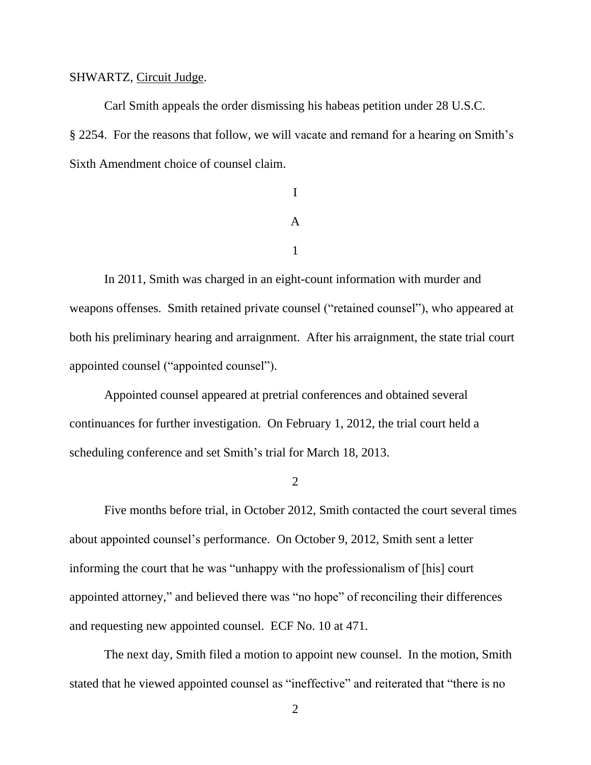SHWARTZ, Circuit Judge.

Carl Smith appeals the order dismissing his habeas petition under 28 U.S.C. § 2254. For the reasons that follow, we will vacate and remand for a hearing on Smith's Sixth Amendment choice of counsel claim.

I

A

1

In 2011, Smith was charged in an eight-count information with murder and weapons offenses. Smith retained private counsel ("retained counsel"), who appeared at both his preliminary hearing and arraignment. After his arraignment, the state trial court appointed counsel ("appointed counsel").

Appointed counsel appeared at pretrial conferences and obtained several continuances for further investigation. On February 1, 2012, the trial court held a scheduling conference and set Smith's trial for March 18, 2013.

2

Five months before trial, in October 2012, Smith contacted the court several times about appointed counsel's performance. On October 9, 2012, Smith sent a letter informing the court that he was "unhappy with the professionalism of [his] court appointed attorney," and believed there was "no hope" of reconciling their differences and requesting new appointed counsel. ECF No. 10 at 471.

The next day, Smith filed a motion to appoint new counsel. In the motion, Smith stated that he viewed appointed counsel as "ineffective" and reiterated that "there is no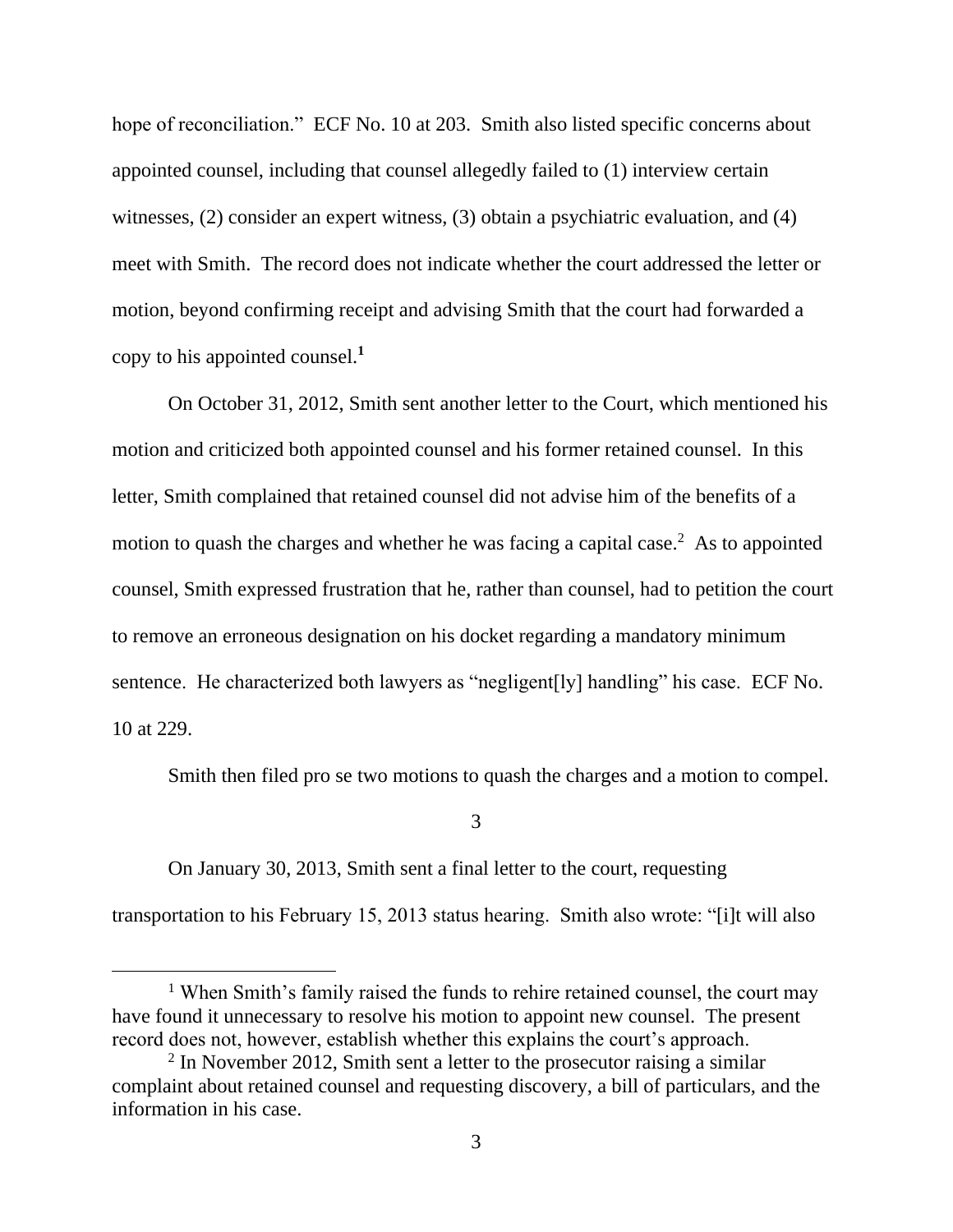hope of reconciliation." ECF No. 10 at 203. Smith also listed specific concerns about appointed counsel, including that counsel allegedly failed to (1) interview certain witnesses, (2) consider an expert witness, (3) obtain a psychiatric evaluation, and (4) meet with Smith. The record does not indicate whether the court addressed the letter or motion, beyond confirming receipt and advising Smith that the court had forwarded a copy to his appointed counsel.[1]

On October 31, 2012, Smith sent another letter to the Court, which mentioned his motion and criticized both appointed counsel and his former retained counsel. In this letter, Smith complained that retained counsel did not advise him of the benefits of a motion to quash the charges and whether he was facing a capital case.[2] As to appointed counsel, Smith expressed frustration that he, rather than counsel, had to petition the court to remove an erroneous designation on his docket regarding a mandatory minimum sentence. He characterized both lawyers as "negligent[ly] handling" his case. ECF No. 10 at 229.

Smith then filed pro se two motions to quash the charges and a motion to compel.

3

On January 30, 2013, Smith sent a final letter to the court, requesting transportation to his February 15, 2013 status hearing. Smith also wrote: "[i]t will also

[1] When Smith's family raised the funds to rehire retained counsel, the court may have found it unnecessary to resolve his motion to appoint new counsel. The present record does not, however, establish whether this explains the court's approach.

[2] In November 2012, Smith sent a letter to the prosecutor raising a similar complaint about retained counsel and requesting discovery, a bill of particulars, and the information in his case.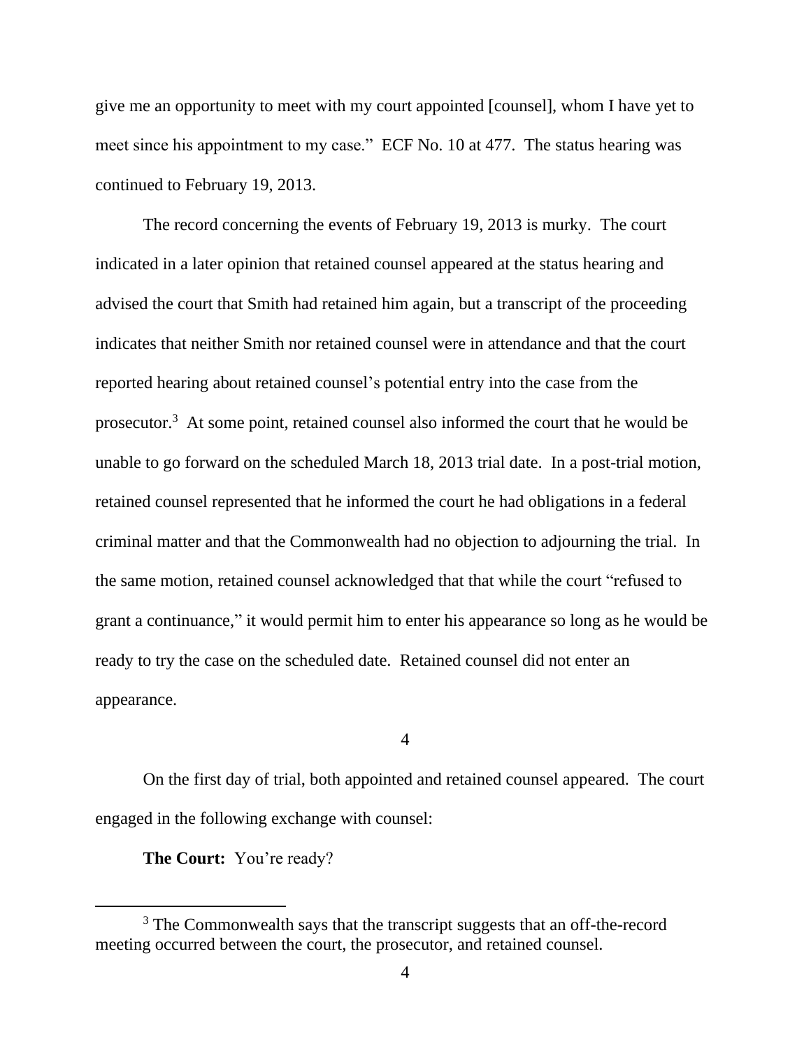give me an opportunity to meet with my court appointed [counsel], whom I have yet to meet since his appointment to my case." ECF No. 10 at 477. The status hearing was continued to February 19, 2013.

The record concerning the events of February 19, 2013 is murky. The court indicated in a later opinion that retained counsel appeared at the status hearing and advised the court that Smith had retained him again, but a transcript of the proceeding indicates that neither Smith nor retained counsel were in attendance and that the court reported hearing about retained counsel's potential entry into the case from the prosecutor.[3] At some point, retained counsel also informed the court that he would be unable to go forward on the scheduled March 18, 2013 trial date. In a post-trial motion, retained counsel represented that he informed the court he had obligations in a federal criminal matter and that the Commonwealth had no objection to adjourning the trial. In the same motion, retained counsel acknowledged that that while the court "refused to grant a continuance," it would permit him to enter his appearance so long as he would be ready to try the case on the scheduled date. Retained counsel did not enter an appearance.

## 4

On the first day of trial, both appointed and retained counsel appeared. The court engaged in the following exchange with counsel:

**The Court:** You're ready?

[3] The Commonwealth says that the transcript suggests that an off-the-record meeting occurred between the court, the prosecutor, and retained counsel.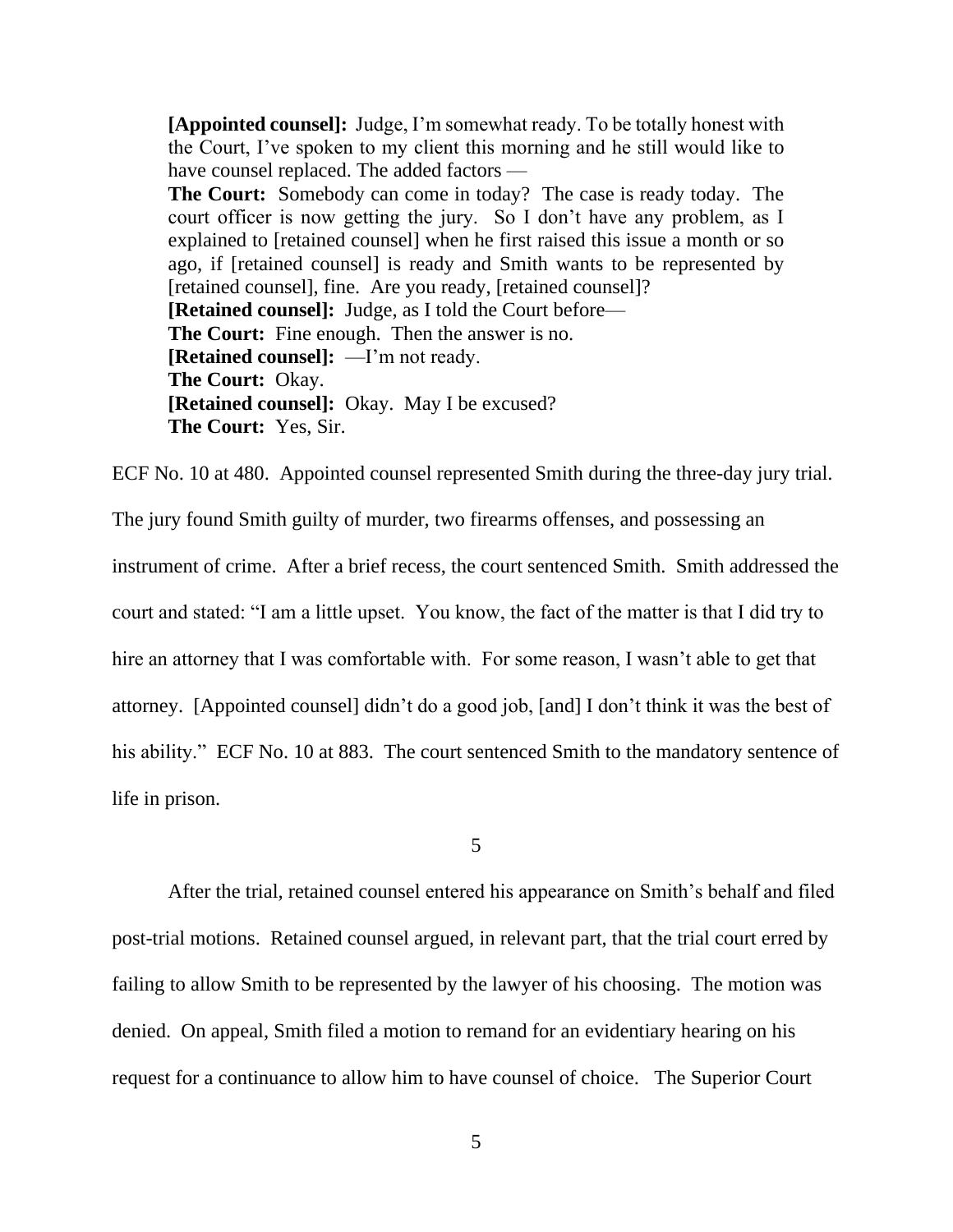> **[Appointed counsel]:** Judge, I'm somewhat ready. To be totally honest with the Court, I've spoken to my client this morning and he still would like to have counsel replaced. The added factors —
> **The Court:** Somebody can come in today? The case is ready today. The court officer is now getting the jury. So I don't have any problem, as I explained to [retained counsel] when he first raised this issue a month or so ago, if [retained counsel] is ready and Smith wants to be represented by [retained counsel], fine. Are you ready, [retained counsel]?
> **[Retained counsel]:** Judge, as I told the Court before—
> **The Court:** Fine enough. Then the answer is no.
> **[Retained counsel]:** —I'm not ready.
> **The Court:** Okay.
> **[Retained counsel]:** Okay. May I be excused?
> **The Court:** Yes, Sir.

ECF No. 10 at 480. Appointed counsel represented Smith during the three-day jury trial. The jury found Smith guilty of murder, two firearms offenses, and possessing an instrument of crime. After a brief recess, the court sentenced Smith. Smith addressed the court and stated: "I am a little upset. You know, the fact of the matter is that I did try to hire an attorney that I was comfortable with. For some reason, I wasn't able to get that attorney. [Appointed counsel] didn't do a good job, [and] I don't think it was the best of his ability." ECF No. 10 at 883. The court sentenced Smith to the mandatory sentence of life in prison.

5

After the trial, retained counsel entered his appearance on Smith's behalf and filed post-trial motions. Retained counsel argued, in relevant part, that the trial court erred by failing to allow Smith to be represented by the lawyer of his choosing. The motion was denied. On appeal, Smith filed a motion to remand for an evidentiary hearing on his request for a continuance to allow him to have counsel of choice. The Superior Court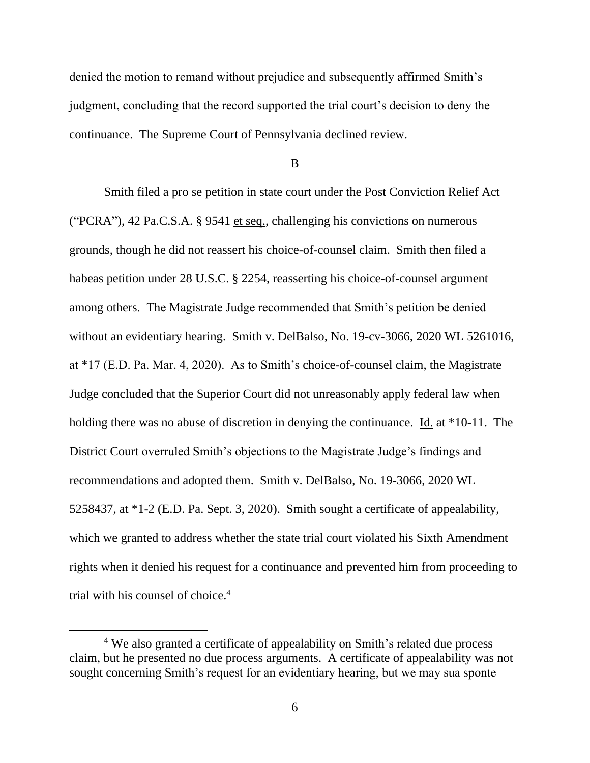denied the motion to remand without prejudice and subsequently affirmed Smith's judgment, concluding that the record supported the trial court's decision to deny the continuance. The Supreme Court of Pennsylvania declined review.

B

Smith filed a pro se petition in state court under the Post Conviction Relief Act ("PCRA"), 42 Pa.C.S.A. § 9541 et seq., challenging his convictions on numerous grounds, though he did not reassert his choice-of-counsel claim. Smith then filed a habeas petition under 28 U.S.C. § 2254, reasserting his choice-of-counsel argument among others. The Magistrate Judge recommended that Smith's petition be denied without an evidentiary hearing. Smith v. DelBalso, No. 19-cv-3066, 2020 WL 5261016, at *17 (E.D. Pa. Mar. 4, 2020). As to Smith's choice-of-counsel claim, the Magistrate Judge concluded that the Superior Court did not unreasonably apply federal law when holding there was no abuse of discretion in denying the continuance. Id. at *10-11. The District Court overruled Smith's objections to the Magistrate Judge's findings and recommendations and adopted them. Smith v. DelBalso, No. 19-3066, 2020 WL 5258437, at *1-2 (E.D. Pa. Sept. 3, 2020). Smith sought a certificate of appealability, which we granted to address whether the state trial court violated his Sixth Amendment rights when it denied his request for a continuance and prevented him from proceeding to trial with his counsel of choice.[4]

[4] We also granted a certificate of appealability on Smith's related due process claim, but he presented no due process arguments. A certificate of appealability was not sought concerning Smith's request for an evidentiary hearing, but we may sua sponte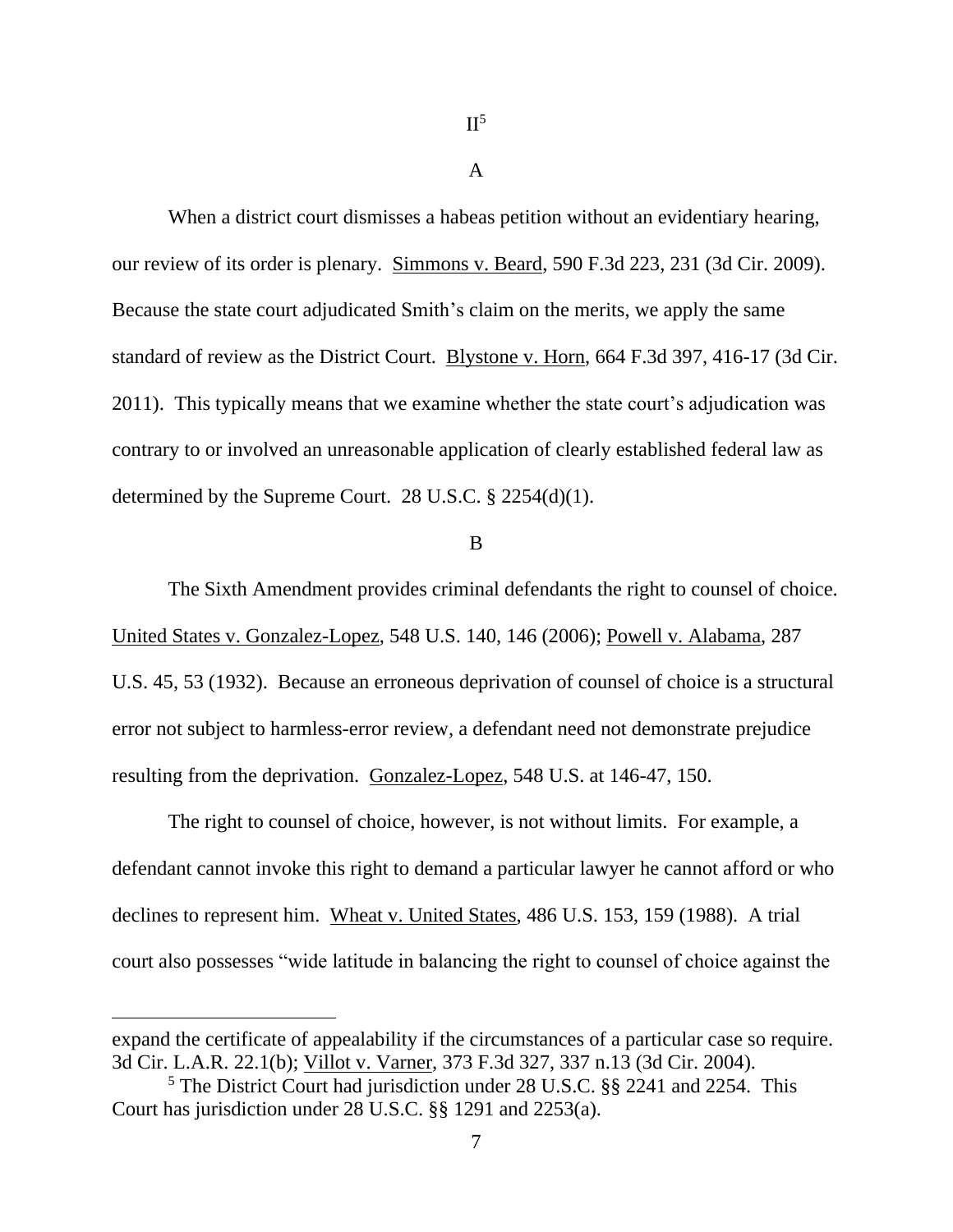## II[5]

### A

When a district court dismisses a habeas petition without an evidentiary hearing, our review of its order is plenary. Simmons v. Beard, 590 F.3d 223, 231 (3d Cir. 2009). Because the state court adjudicated Smith's claim on the merits, we apply the same standard of review as the District Court. Blystone v. Horn, 664 F.3d 397, 416-17 (3d Cir. 2011). This typically means that we examine whether the state court's adjudication was contrary to or involved an unreasonable application of clearly established federal law as determined by the Supreme Court. 28 U.S.C. § 2254(d)(1).

### B

The Sixth Amendment provides criminal defendants the right to counsel of choice. United States v. Gonzalez-Lopez, 548 U.S. 140, 146 (2006); Powell v. Alabama, 287 U.S. 45, 53 (1932). Because an erroneous deprivation of counsel of choice is a structural error not subject to harmless-error review, a defendant need not demonstrate prejudice resulting from the deprivation. Gonzalez-Lopez, 548 U.S. at 146-47, 150.

The right to counsel of choice, however, is not without limits. For example, a defendant cannot invoke this right to demand a particular lawyer he cannot afford or who declines to represent him. Wheat v. United States, 486 U.S. 153, 159 (1988). A trial court also possesses "wide latitude in balancing the right to counsel of choice against the

---

expand the certificate of appealability if the circumstances of a particular case so require. 3d Cir. L.A.R. 22.1(b); Villot v. Varner, 373 F.3d 327, 337 n.13 (3d Cir. 2004).

[5] The District Court had jurisdiction under 28 U.S.C. §§ 2241 and 2254. This Court has jurisdiction under 28 U.S.C. §§ 1291 and 2253(a).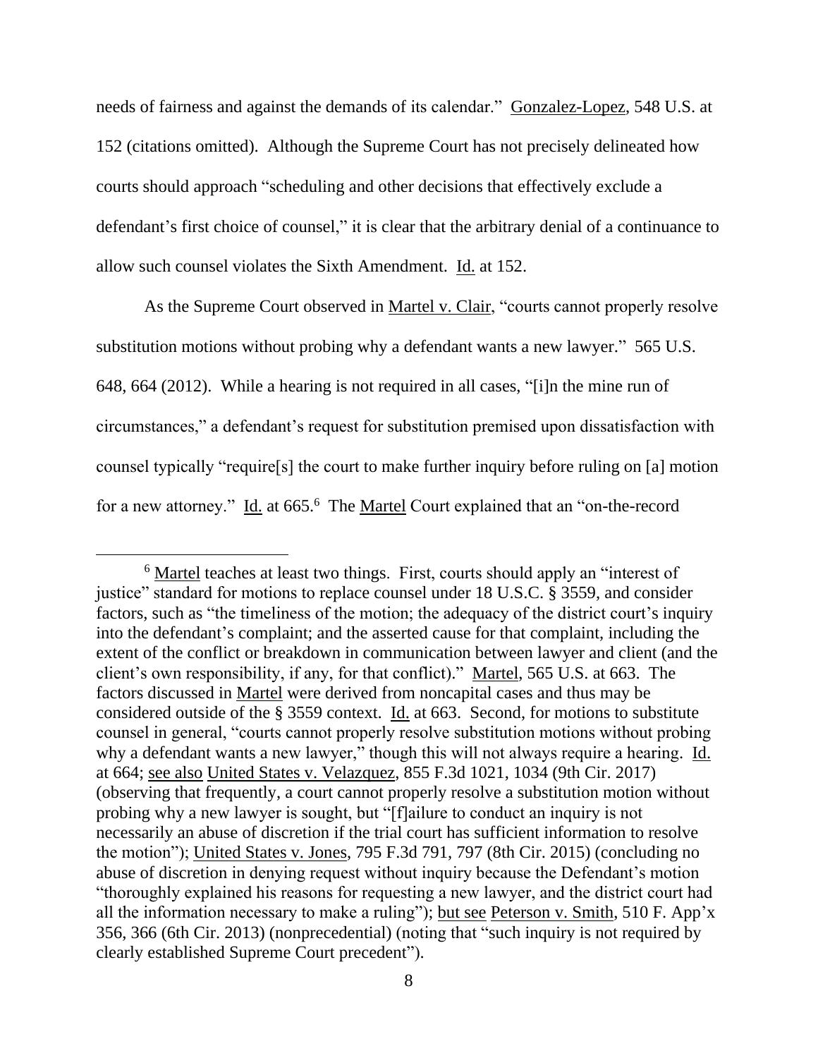needs of fairness and against the demands of its calendar." Gonzalez-Lopez, 548 U.S. at 152 (citations omitted). Although the Supreme Court has not precisely delineated how courts should approach "scheduling and other decisions that effectively exclude a defendant's first choice of counsel," it is clear that the arbitrary denial of a continuance to allow such counsel violates the Sixth Amendment. Id. at 152.

As the Supreme Court observed in Martel v. Clair, "courts cannot properly resolve substitution motions without probing why a defendant wants a new lawyer." 565 U.S. 648, 664 (2012). While a hearing is not required in all cases, "[i]n the mine run of circumstances," a defendant's request for substitution premised upon dissatisfaction with counsel typically "require[s] the court to make further inquiry before ruling on [a] motion for a new attorney." Id. at 665.[6] The Martel Court explained that an "on-the-record

---

[6] Martel teaches at least two things. First, courts should apply an "interest of justice" standard for motions to replace counsel under 18 U.S.C. § 3559, and consider factors, such as "the timeliness of the motion; the adequacy of the district court's inquiry into the defendant's complaint; and the asserted cause for that complaint, including the extent of the conflict or breakdown in communication between lawyer and client (and the client's own responsibility, if any, for that conflict)." Martel, 565 U.S. at 663. The factors discussed in Martel were derived from noncapital cases and thus may be considered outside of the § 3559 context. Id. at 663. Second, for motions to substitute counsel in general, "courts cannot properly resolve substitution motions without probing why a defendant wants a new lawyer," though this will not always require a hearing. Id. at 664; see also United States v. Velazquez, 855 F.3d 1021, 1034 (9th Cir. 2017) (observing that frequently, a court cannot properly resolve a substitution motion without probing why a new lawyer is sought, but "[f]ailure to conduct an inquiry is not necessarily an abuse of discretion if the trial court has sufficient information to resolve the motion"); United States v. Jones, 795 F.3d 791, 797 (8th Cir. 2015) (concluding no abuse of discretion in denying request without inquiry because the Defendant's motion "thoroughly explained his reasons for requesting a new lawyer, and the district court had all the information necessary to make a ruling"); but see Peterson v. Smith, 510 F. App'x 356, 366 (6th Cir. 2013) (nonprecedential) (noting that "such inquiry is not required by clearly established Supreme Court precedent").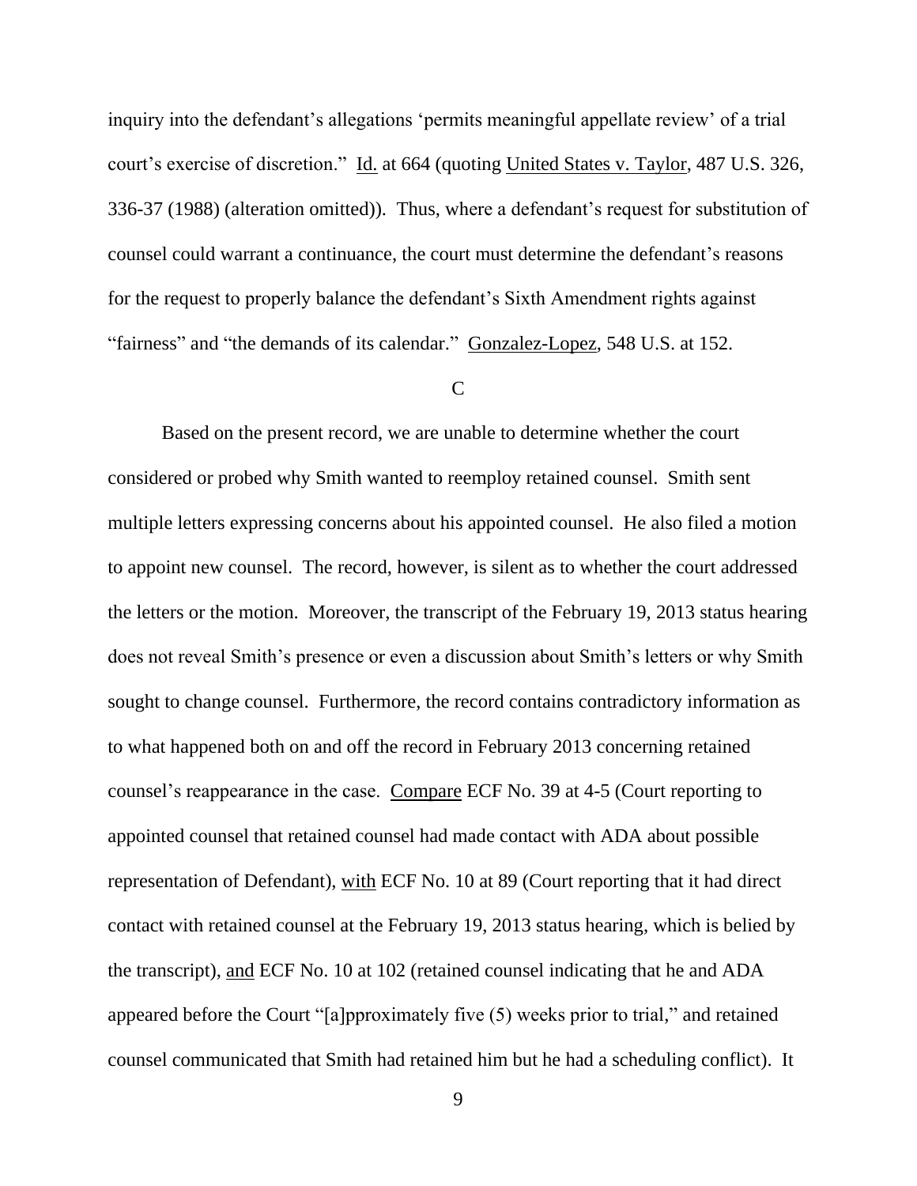inquiry into the defendant's allegations 'permits meaningful appellate review' of a trial court's exercise of discretion." Id. at 664 (quoting United States v. Taylor, 487 U.S. 326, 336-37 (1988) (alteration omitted)). Thus, where a defendant's request for substitution of counsel could warrant a continuance, the court must determine the defendant's reasons for the request to properly balance the defendant's Sixth Amendment rights against "fairness" and "the demands of its calendar." Gonzalez-Lopez, 548 U.S. at 152.

C

Based on the present record, we are unable to determine whether the court considered or probed why Smith wanted to reemploy retained counsel. Smith sent multiple letters expressing concerns about his appointed counsel. He also filed a motion to appoint new counsel. The record, however, is silent as to whether the court addressed the letters or the motion. Moreover, the transcript of the February 19, 2013 status hearing does not reveal Smith's presence or even a discussion about Smith's letters or why Smith sought to change counsel. Furthermore, the record contains contradictory information as to what happened both on and off the record in February 2013 concerning retained counsel's reappearance in the case. Compare ECF No. 39 at 4-5 (Court reporting to appointed counsel that retained counsel had made contact with ADA about possible representation of Defendant), with ECF No. 10 at 89 (Court reporting that it had direct contact with retained counsel at the February 19, 2013 status hearing, which is belied by the transcript), and ECF No. 10 at 102 (retained counsel indicating that he and ADA appeared before the Court "[a]pproximately five (5) weeks prior to trial," and retained counsel communicated that Smith had retained him but he had a scheduling conflict). It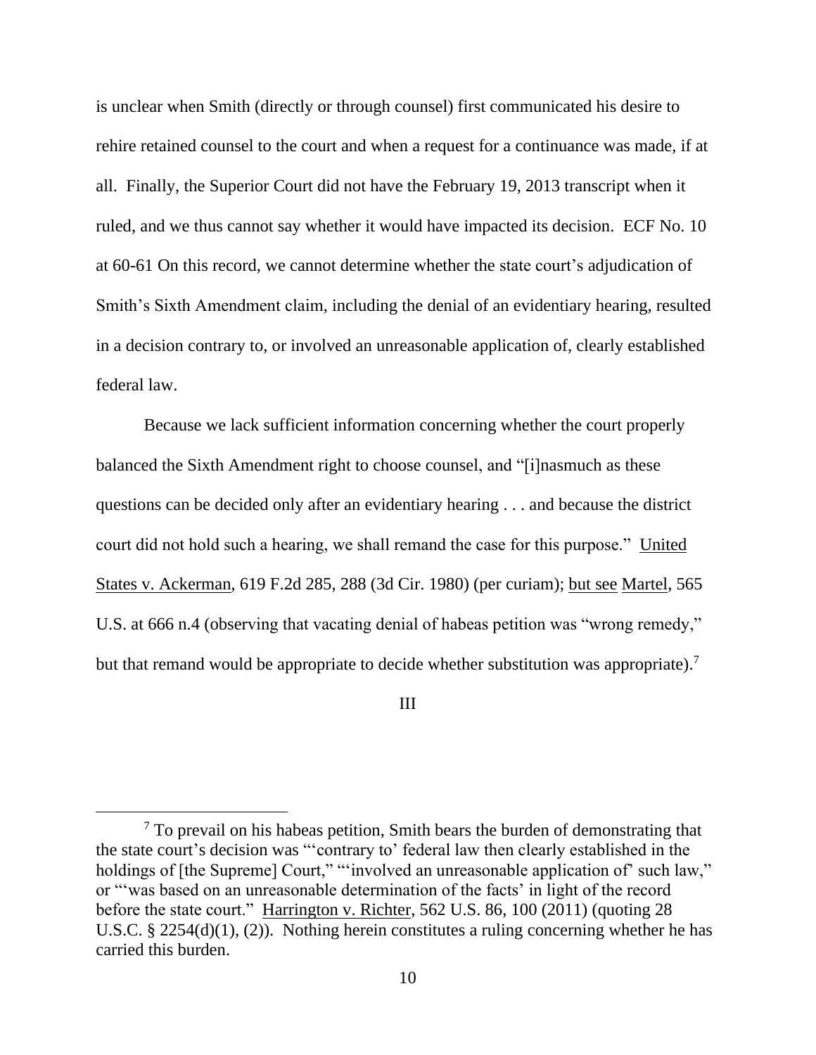is unclear when Smith (directly or through counsel) first communicated his desire to rehire retained counsel to the court and when a request for a continuance was made, if at all. Finally, the Superior Court did not have the February 19, 2013 transcript when it ruled, and we thus cannot say whether it would have impacted its decision. ECF No. 10 at 60-61 On this record, we cannot determine whether the state court's adjudication of Smith's Sixth Amendment claim, including the denial of an evidentiary hearing, resulted in a decision contrary to, or involved an unreasonable application of, clearly established federal law.

Because we lack sufficient information concerning whether the court properly balanced the Sixth Amendment right to choose counsel, and "[i]nasmuch as these questions can be decided only after an evidentiary hearing . . . and because the district court did not hold such a hearing, we shall remand the case for this purpose." United States v. Ackerman, 619 F.2d 285, 288 (3d Cir. 1980) (per curiam); but see Martel, 565 U.S. at 666 n.4 (observing that vacating denial of habeas petition was "wrong remedy," but that remand would be appropriate to decide whether substitution was appropriate).[7]

III

[7] To prevail on his habeas petition, Smith bears the burden of demonstrating that the state court's decision was "'contrary to' federal law then clearly established in the holdings of [the Supreme] Court," "'involved an unreasonable application of' such law," or "'was based on an unreasonable determination of the facts' in light of the record before the state court." Harrington v. Richter, 562 U.S. 86, 100 (2011) (quoting 28 U.S.C. § 2254(d)(1), (2)). Nothing herein constitutes a ruling concerning whether he has carried this burden.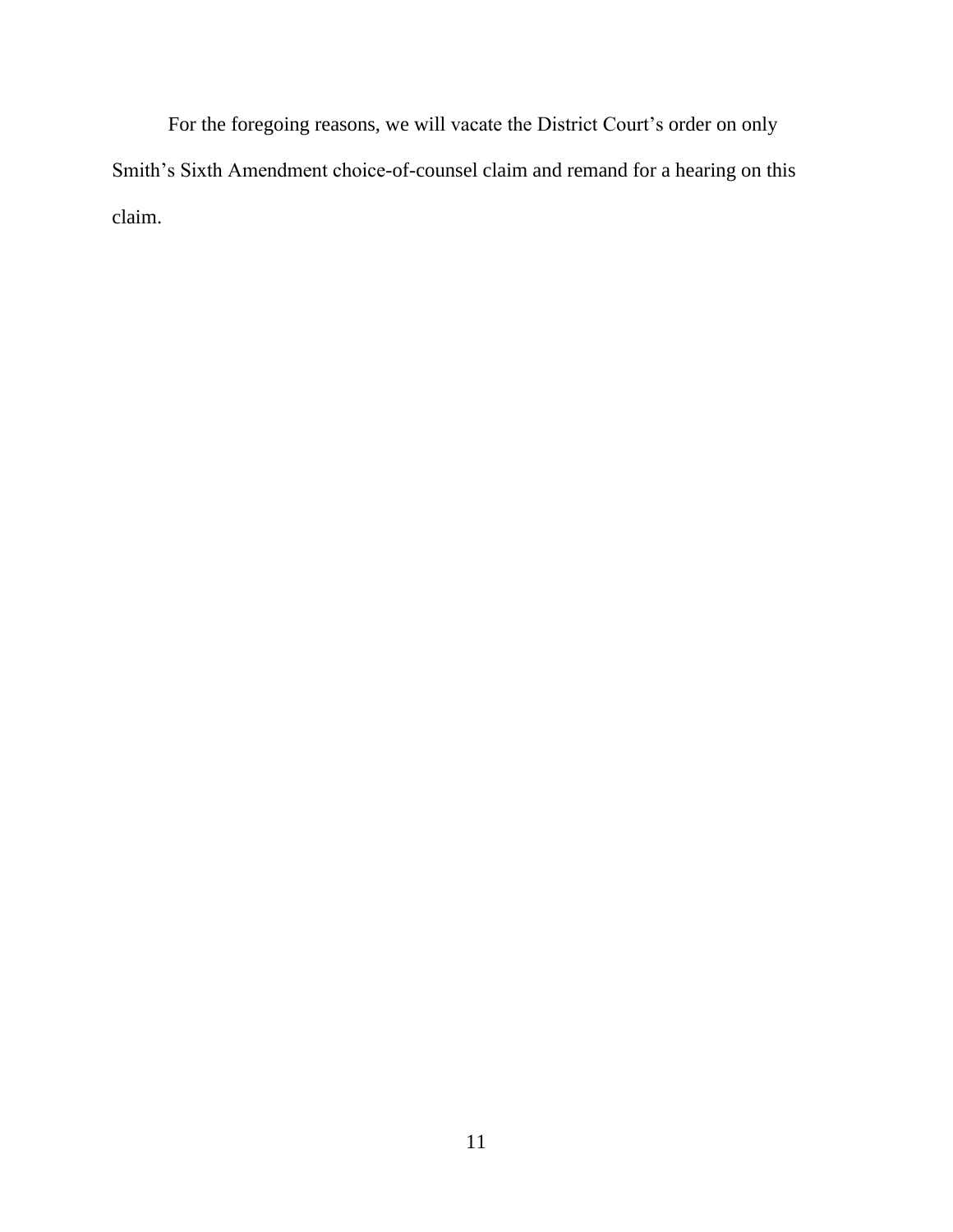For the foregoing reasons, we will vacate the District Court's order on only Smith's Sixth Amendment choice-of-counsel claim and remand for a hearing on this claim.